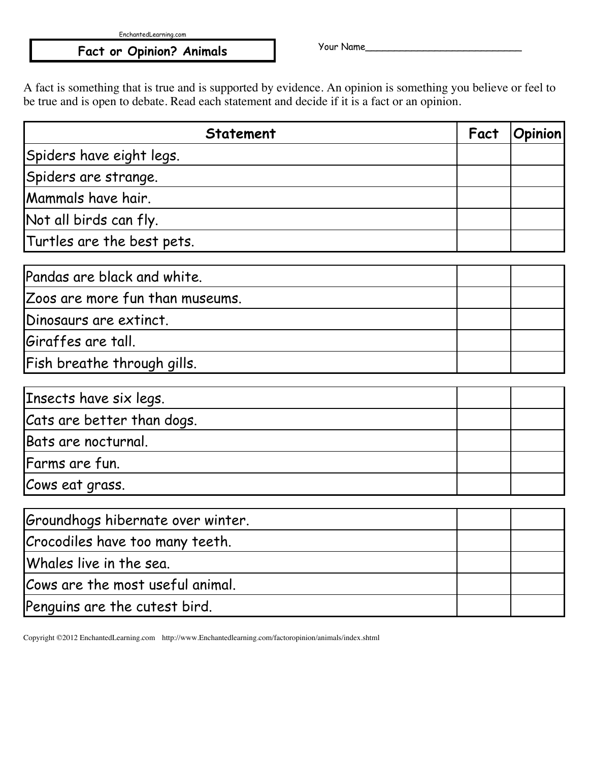EnchantedLearning.com

# Fact or Opinion? Animals

Your Name___________________________

A fact is something that is true and is supported by evidence. An opinion is something you believe or feel to be true and is open to debate. Read each statement and decide if it is a fact or an opinion.

| Statement | Fact | Opinion |
|---|---|---|
| Spiders have eight legs. | | |
| Spiders are strange. | | |
| Mammals have hair. | | |
| Not all birds can fly. | | |
| Turtles are the best pets. | | |
| Pandas are black and white. | | |
| Zoos are more fun than museums. | | |
| Dinosaurs are extinct. | | |
| Giraffes are tall. | | |
| Fish breathe through gills. | | |
| Insects have six legs. | | |
| Cats are better than dogs. | | |
| Bats are nocturnal. | | |
| Farms are fun. | | |
| Cows eat grass. | | |
| Groundhogs hibernate over winter. | | |
| Crocodiles have too many teeth. | | |
| Whales live in the sea. | | |
| Cows are the most useful animal. | | |
| Penguins are the cutest bird. | | |

Copyright ©2012 EnchantedLearning.com http://www.Enchantedlearning.com/factoropinion/animals/index.shtml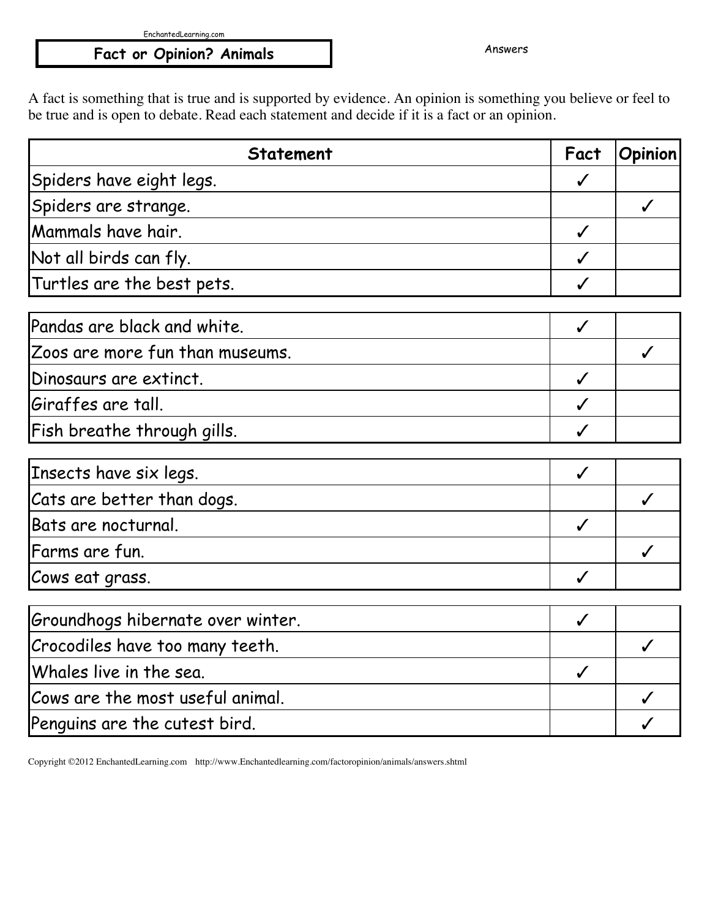EnchantedLearning.com

## Fact or Opinion? Animals

Answers

A fact is something that is true and is supported by evidence. An opinion is something you believe or feel to be true and is open to debate. Read each statement and decide if it is a fact or an opinion.

| Statement | Fact | Opinion |
|---|---|---|
| Spiders have eight legs. | ✓ | |
| Spiders are strange. | | ✓ |
| Mammals have hair. | ✓ | |
| Not all birds can fly. | ✓ | |
| Turtles are the best pets. | ✓ | |
| Pandas are black and white. | ✓ | |
| Zoos are more fun than museums. | | ✓ |
| Dinosaurs are extinct. | ✓ | |
| Giraffes are tall. | ✓ | |
| Fish breathe through gills. | ✓ | |
| Insects have six legs. | ✓ | |
| Cats are better than dogs. | | ✓ |
| Bats are nocturnal. | ✓ | |
| Farms are fun. | | ✓ |
| Cows eat grass. | ✓ | |
| Groundhogs hibernate over winter. | ✓ | |
| Crocodiles have too many teeth. | | ✓ |
| Whales live in the sea. | ✓ | |
| Cows are the most useful animal. | | ✓ |
| Penguins are the cutest bird. | | ✓ |

Copyright ©2012 EnchantedLearning.com http://www.Enchantedlearning.com/factoropinion/animals/answers.shtml